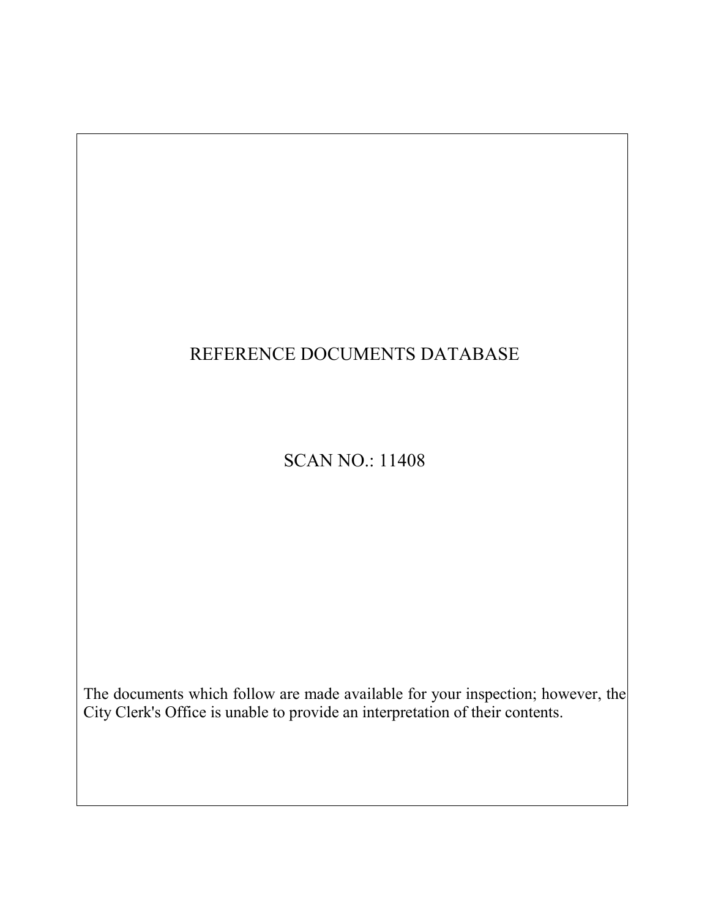REFERENCE DOCUMENTS DATABASE

SCAN NO.: 11408

The documents which follow are made available for your inspection; however, the City Clerk's Office is unable to provide an interpretation of their contents.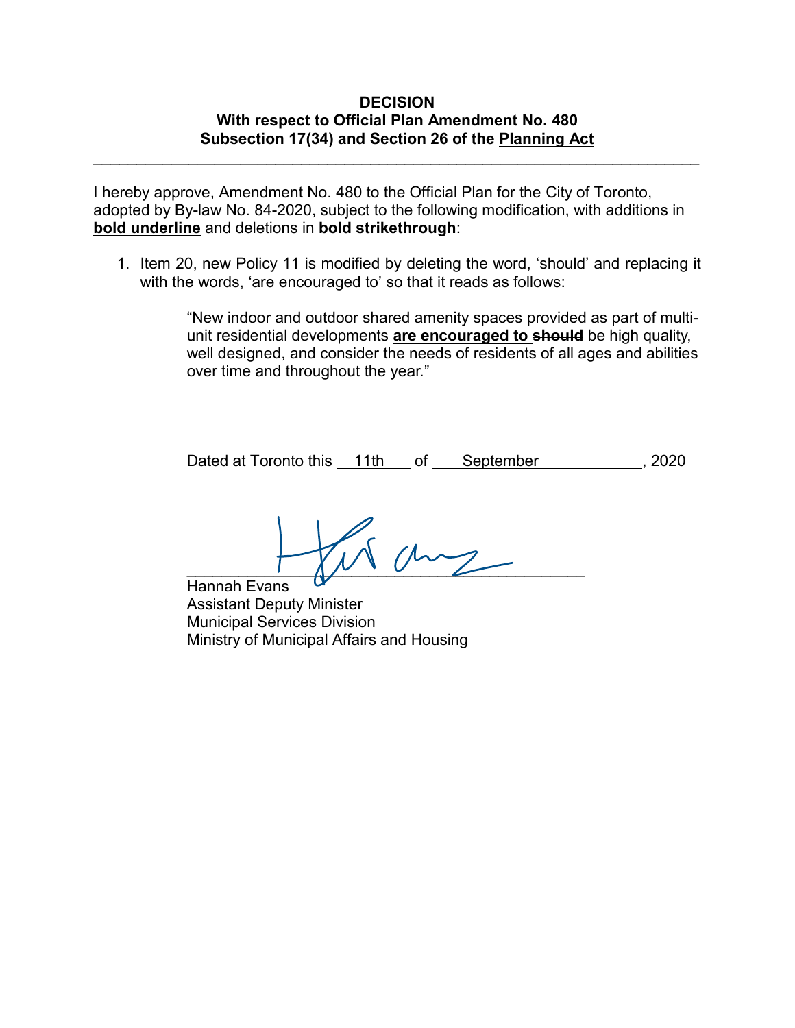**DECISION**
**With respect to Official Plan Amendment No. 480**
**Subsection 17(34) and Section 26 of the <u>Planning Act</u>**

---

I hereby approve, Amendment No. 480 to the Official Plan for the City of Toronto, adopted by By-law No. 84-2020, subject to the following modification, with additions in **<u>bold underline</u>** and deletions in **~~bold strikethrough~~**:

1. Item 20, new Policy 11 is modified by deleting the word, 'should' and replacing it with the words, 'are encouraged to' so that it reads as follows:

   > "New indoor and outdoor shared amenity spaces provided as part of multi-unit residential developments **<u>are encouraged to</u>** **~~should~~** be high quality, well designed, and consider the needs of residents of all ages and abilities over time and throughout the year."

Dated at Toronto this 11th of September, 2020

Hannah Evans
Assistant Deputy Minister
Municipal Services Division
Ministry of Municipal Affairs and Housing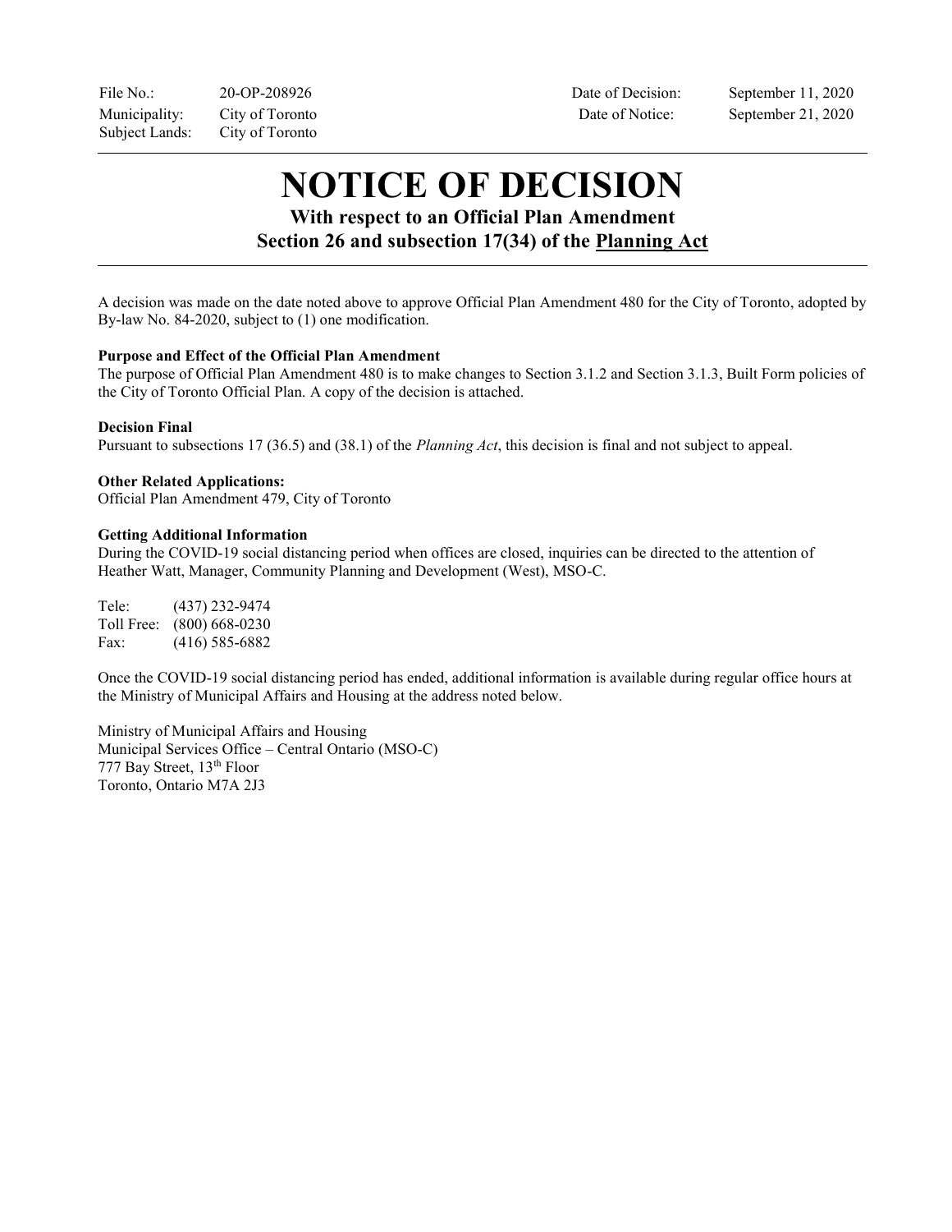| | | | |
|---|---|---|---|
| File No.: | 20-OP-208926 | Date of Decision: | September 11, 2020 |
| Municipality: | City of Toronto | Date of Notice: | September 21, 2020 |
| Subject Lands: | City of Toronto | | |

# NOTICE OF DECISION

## With respect to an Official Plan Amendment
## Section 26 and subsection 17(34) of the Planning Act

A decision was made on the date noted above to approve Official Plan Amendment 480 for the City of Toronto, adopted by By-law No. 84-2020, subject to (1) one modification.

**Purpose and Effect of the Official Plan Amendment**
The purpose of Official Plan Amendment 480 is to make changes to Section 3.1.2 and Section 3.1.3, Built Form policies of the City of Toronto Official Plan. A copy of the decision is attached.

**Decision Final**
Pursuant to subsections 17 (36.5) and (38.1) of the *Planning Act*, this decision is final and not subject to appeal.

**Other Related Applications:**
Official Plan Amendment 479, City of Toronto

**Getting Additional Information**
During the COVID-19 social distancing period when offices are closed, inquiries can be directed to the attention of Heather Watt, Manager, Community Planning and Development (West), MSO-C.

Tele: (437) 232-9474
Toll Free: (800) 668-0230
Fax: (416) 585-6882

Once the COVID-19 social distancing period has ended, additional information is available during regular office hours at the Ministry of Municipal Affairs and Housing at the address noted below.

Ministry of Municipal Affairs and Housing
Municipal Services Office – Central Ontario (MSO-C)
777 Bay Street, 13th Floor
Toronto, Ontario M7A 2J3